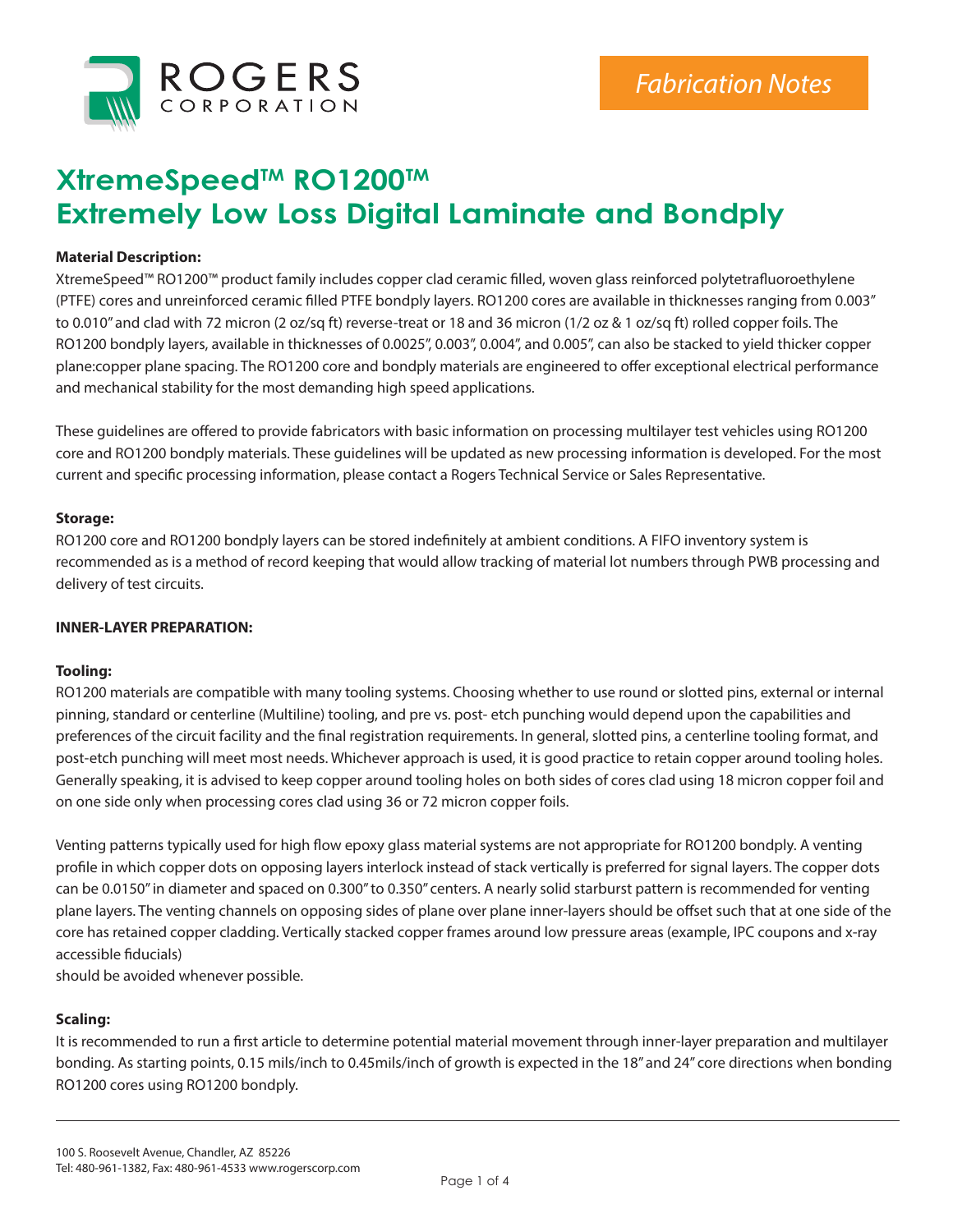Fabrication Notes

# XtremeSpeed™ RO1200™ Extremely Low Loss Digital Laminate and Bondply

**Material Description:**

XtremeSpeed™ RO1200™ product family includes copper clad ceramic filled, woven glass reinforced polytetrafluoroethylene (PTFE) cores and unreinforced ceramic filled PTFE bondply layers. RO1200 cores are available in thicknesses ranging from 0.003" to 0.010" and clad with 72 micron (2 oz/sq ft) reverse-treat or 18 and 36 micron (1/2 oz & 1 oz/sq ft) rolled copper foils. The RO1200 bondply layers, available in thicknesses of 0.0025", 0.003", 0.004", and 0.005", can also be stacked to yield thicker copper plane:copper plane spacing. The RO1200 core and bondply materials are engineered to offer exceptional electrical performance and mechanical stability for the most demanding high speed applications.

These guidelines are offered to provide fabricators with basic information on processing multilayer test vehicles using RO1200 core and RO1200 bondply materials. These guidelines will be updated as new processing information is developed. For the most current and specific processing information, please contact a Rogers Technical Service or Sales Representative.

**Storage:**

RO1200 core and RO1200 bondply layers can be stored indefinitely at ambient conditions. A FIFO inventory system is recommended as is a method of record keeping that would allow tracking of material lot numbers through PWB processing and delivery of test circuits.

**INNER-LAYER PREPARATION:**

**Tooling:**

RO1200 materials are compatible with many tooling systems. Choosing whether to use round or slotted pins, external or internal pinning, standard or centerline (Multiline) tooling, and pre vs. post- etch punching would depend upon the capabilities and preferences of the circuit facility and the final registration requirements. In general, slotted pins, a centerline tooling format, and post-etch punching will meet most needs. Whichever approach is used, it is good practice to retain copper around tooling holes. Generally speaking, it is advised to keep copper around tooling holes on both sides of cores clad using 18 micron copper foil and on one side only when processing cores clad using 36 or 72 micron copper foils.

Venting patterns typically used for high flow epoxy glass material systems are not appropriate for RO1200 bondply. A venting profile in which copper dots on opposing layers interlock instead of stack vertically is preferred for signal layers. The copper dots can be 0.0150" in diameter and spaced on 0.300" to 0.350" centers. A nearly solid starburst pattern is recommended for venting plane layers. The venting channels on opposing sides of plane over plane inner-layers should be offset such that at one side of the core has retained copper cladding. Vertically stacked copper frames around low pressure areas (example, IPC coupons and x-ray accessible fiducials)
should be avoided whenever possible.

**Scaling:**

It is recommended to run a first article to determine potential material movement through inner-layer preparation and multilayer bonding. As starting points, 0.15 mils/inch to 0.45mils/inch of growth is expected in the 18" and 24" core directions when bonding RO1200 cores using RO1200 bondply.

100 S. Roosevelt Avenue, Chandler, AZ 85226
Tel: 480-961-1382, Fax: 480-961-4533 www.rogerscorp.com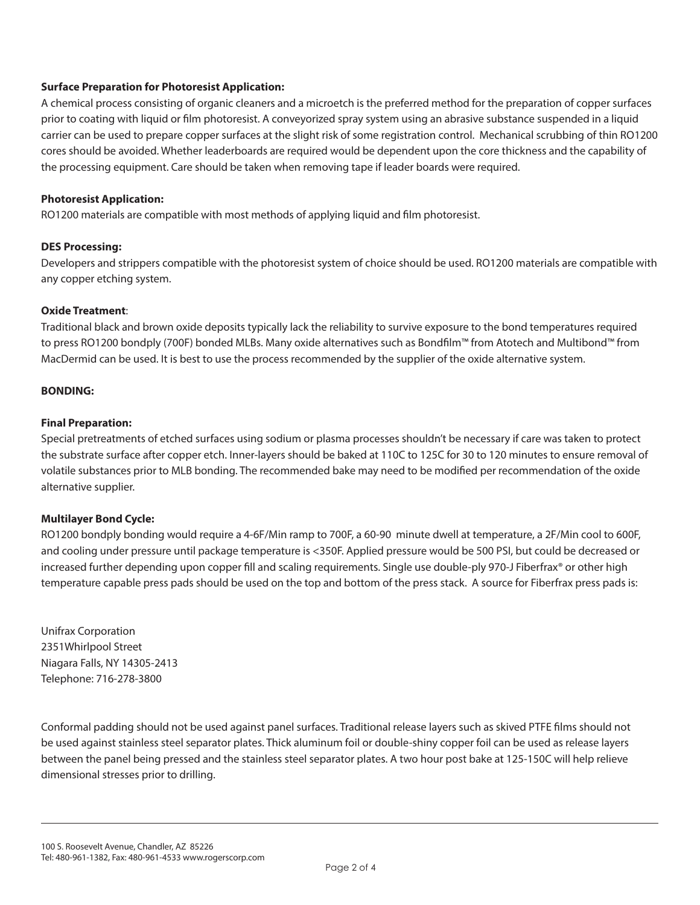**Surface Preparation for Photoresist Application:**

A chemical process consisting of organic cleaners and a microetch is the preferred method for the preparation of copper surfaces prior to coating with liquid or film photoresist. A conveyorized spray system using an abrasive substance suspended in a liquid carrier can be used to prepare copper surfaces at the slight risk of some registration control. Mechanical scrubbing of thin RO1200 cores should be avoided. Whether leaderboards are required would be dependent upon the core thickness and the capability of the processing equipment. Care should be taken when removing tape if leader boards were required.

**Photoresist Application:**

RO1200 materials are compatible with most methods of applying liquid and film photoresist.

**DES Processing:**

Developers and strippers compatible with the photoresist system of choice should be used. RO1200 materials are compatible with any copper etching system.

**Oxide Treatment**:

Traditional black and brown oxide deposits typically lack the reliability to survive exposure to the bond temperatures required to press RO1200 bondply (700F) bonded MLBs. Many oxide alternatives such as Bondfilm™ from Atotech and Multibond™ from MacDermid can be used. It is best to use the process recommended by the supplier of the oxide alternative system.

**BONDING:**

**Final Preparation:**

Special pretreatments of etched surfaces using sodium or plasma processes shouldn't be necessary if care was taken to protect the substrate surface after copper etch. Inner-layers should be baked at 110C to 125C for 30 to 120 minutes to ensure removal of volatile substances prior to MLB bonding. The recommended bake may need to be modified per recommendation of the oxide alternative supplier.

**Multilayer Bond Cycle:**

RO1200 bondply bonding would require a 4-6F/Min ramp to 700F, a 60-90 minute dwell at temperature, a 2F/Min cool to 600F, and cooling under pressure until package temperature is <350F. Applied pressure would be 500 PSI, but could be decreased or increased further depending upon copper fill and scaling requirements. Single use double-ply 970-J Fiberfrax® or other high temperature capable press pads should be used on the top and bottom of the press stack. A source for Fiberfrax press pads is:

Unifrax Corporation
2351Whirlpool Street
Niagara Falls, NY 14305-2413
Telephone: 716-278-3800

Conformal padding should not be used against panel surfaces. Traditional release layers such as skived PTFE films should not be used against stainless steel separator plates. Thick aluminum foil or double-shiny copper foil can be used as release layers between the panel being pressed and the stainless steel separator plates. A two hour post bake at 125-150C will help relieve dimensional stresses prior to drilling.

100 S. Roosevelt Avenue, Chandler, AZ 85226
Tel: 480-961-1382, Fax: 480-961-4533 www.rogerscorp.com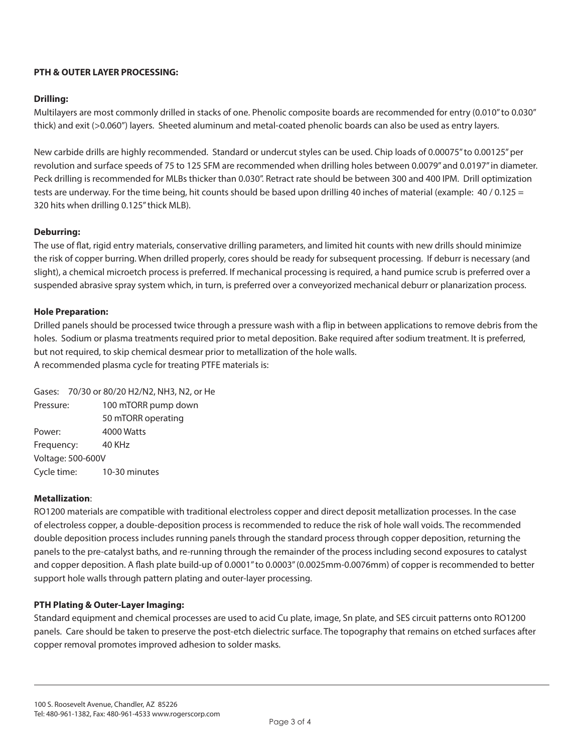**PTH & OUTER LAYER PROCESSING:**

**Drilling:**

Multilayers are most commonly drilled in stacks of one. Phenolic composite boards are recommended for entry (0.010" to 0.030" thick) and exit (>0.060") layers. Sheeted aluminum and metal-coated phenolic boards can also be used as entry layers.

New carbide drills are highly recommended. Standard or undercut styles can be used. Chip loads of 0.00075" to 0.00125" per revolution and surface speeds of 75 to 125 SFM are recommended when drilling holes between 0.0079" and 0.0197" in diameter. Peck drilling is recommended for MLBs thicker than 0.030". Retract rate should be between 300 and 400 IPM. Drill optimization tests are underway. For the time being, hit counts should be based upon drilling 40 inches of material (example: 40 / 0.125 = 320 hits when drilling 0.125" thick MLB).

**Deburring:**

The use of flat, rigid entry materials, conservative drilling parameters, and limited hit counts with new drills should minimize the risk of copper burring. When drilled properly, cores should be ready for subsequent processing. If deburr is necessary (and slight), a chemical microetch process is preferred. If mechanical processing is required, a hand pumice scrub is preferred over a suspended abrasive spray system which, in turn, is preferred over a conveyorized mechanical deburr or planarization process.

**Hole Preparation:**

Drilled panels should be processed twice through a pressure wash with a flip in between applications to remove debris from the holes. Sodium or plasma treatments required prior to metal deposition. Bake required after sodium treatment. It is preferred, but not required, to skip chemical desmear prior to metallization of the hole walls.
A recommended plasma cycle for treating PTFE materials is:

Gases: 70/30 or 80/20 $H_2/N_2$, $NH_3$, $N_2$, or He
Pressure: 100 mTORR pump down
50 mTORR operating
Power: 4000 Watts
Frequency: 40 KHz
Voltage: 500-600V
Cycle time: 10-30 minutes

**Metallization**:

RO1200 materials are compatible with traditional electroless copper and direct deposit metallization processes. In the case of electroless copper, a double-deposition process is recommended to reduce the risk of hole wall voids. The recommended double deposition process includes running panels through the standard process through copper deposition, returning the panels to the pre-catalyst baths, and re-running through the remainder of the process including second exposures to catalyst and copper deposition. A flash plate build-up of 0.0001" to 0.0003" (0.0025mm-0.0076mm) of copper is recommended to better support hole walls through pattern plating and outer-layer processing.

**PTH Plating & Outer-Layer Imaging:**

Standard equipment and chemical processes are used to acid Cu plate, image, Sn plate, and SES circuit patterns onto RO1200 panels. Care should be taken to preserve the post-etch dielectric surface. The topography that remains on etched surfaces after copper removal promotes improved adhesion to solder masks.

100 S. Roosevelt Avenue, Chandler, AZ 85226
Tel: 480-961-1382, Fax: 480-961-4533 www.rogerscorp.com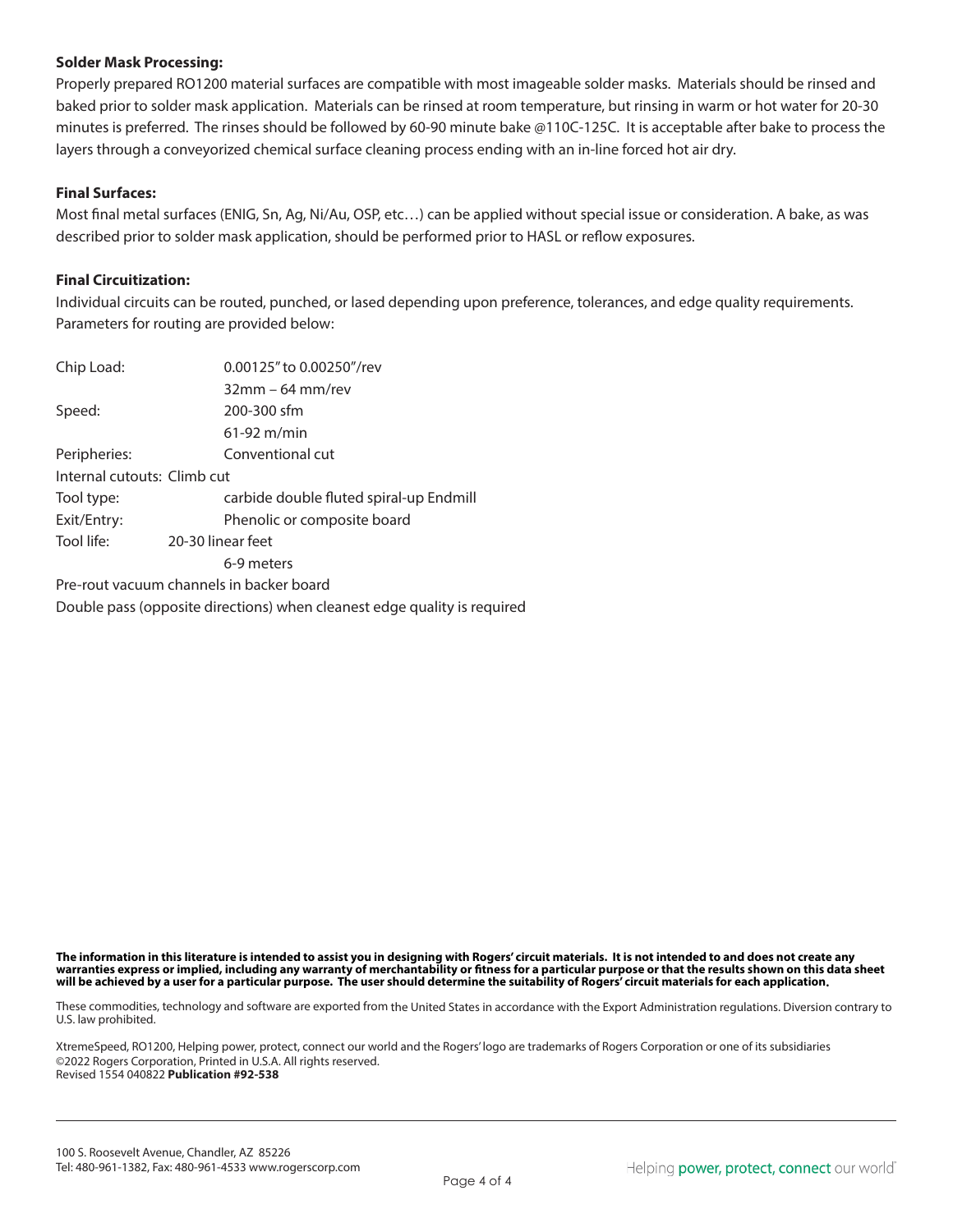**Solder Mask Processing:**

Properly prepared RO1200 material surfaces are compatible with most imageable solder masks. Materials should be rinsed and baked prior to solder mask application. Materials can be rinsed at room temperature, but rinsing in warm or hot water for 20-30 minutes is preferred. The rinses should be followed by 60-90 minute bake @110C-125C. It is acceptable after bake to process the layers through a conveyorized chemical surface cleaning process ending with an in-line forced hot air dry.

**Final Surfaces:**

Most final metal surfaces (ENIG, Sn, Ag, Ni/Au, OSP, etc…) can be applied without special issue or consideration. A bake, as was described prior to solder mask application, should be performed prior to HASL or reflow exposures.

**Final Circuitization:**

Individual circuits can be routed, punched, or lased depending upon preference, tolerances, and edge quality requirements. Parameters for routing are provided below:

| | |
|---|---|
| Chip Load: | 0.00125" to 0.00250"/rev |
| | 32mm – 64 mm/rev |
| Speed: | 200-300 sfm |
| | 61-92 m/min |
| Peripheries: | Conventional cut |
| Internal cutouts: | Climb cut |
| Tool type: | carbide double fluted spiral-up Endmill |
| Exit/Entry: | Phenolic or composite board |
| Tool life: | 20-30 linear feet |
| | 6-9 meters |

Pre-rout vacuum channels in backer board

Double pass (opposite directions) when cleanest edge quality is required

**The information in this literature is intended to assist you in designing with Rogers' circuit materials. It is not intended to and does not create any warranties express or implied, including any warranty of merchantability or fitness for a particular purpose or that the results shown on this data sheet will be achieved by a user for a particular purpose. The user should determine the suitability of Rogers' circuit materials for each application.**

These commodities, technology and software are exported from the United States in accordance with the Export Administration regulations. Diversion contrary to U.S. law prohibited.

XtremeSpeed, RO1200, Helping power, protect, connect our world and the Rogers' logo are trademarks of Rogers Corporation or one of its subsidiaries
©2022 Rogers Corporation, Printed in U.S.A. All rights reserved.
Revised 1554 040822 **Publication #92-538**

100 S. Roosevelt Avenue, Chandler, AZ 85226
Tel: 480-961-1382, Fax: 480-961-4533 www.rogerscorp.com

Helping power, protect, connect our world